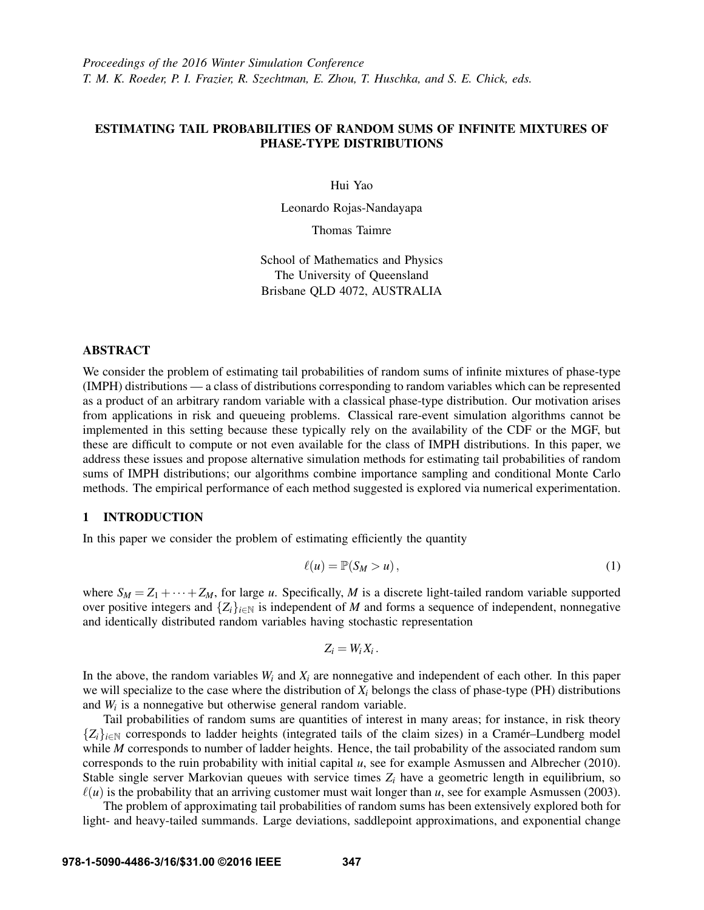# ESTIMATING TAIL PROBABILITIES OF RANDOM SUMS OF INFINITE MIXTURES OF PHASE-TYPE DISTRIBUTIONS

Hui Yao

Leonardo Rojas-Nandayapa

Thomas Taimre

School of Mathematics and Physics
The University of Queensland
Brisbane QLD 4072, AUSTRALIA

## ABSTRACT

We consider the problem of estimating tail probabilities of random sums of infinite mixtures of phase-type (IMPH) distributions — a class of distributions corresponding to random variables which can be represented as a product of an arbitrary random variable with a classical phase-type distribution. Our motivation arises from applications in risk and queueing problems. Classical rare-event simulation algorithms cannot be implemented in this setting because these typically rely on the availability of the CDF or the MGF, but these are difficult to compute or not even available for the class of IMPH distributions. In this paper, we address these issues and propose alternative simulation methods for estimating tail probabilities of random sums of IMPH distributions; our algorithms combine importance sampling and conditional Monte Carlo methods. The empirical performance of each method suggested is explored via numerical experimentation.

## 1 INTRODUCTION

In this paper we consider the problem of estimating efficiently the quantity

$$\ell(u) = \mathbb{P}(S_M > u), \tag{1}$$

where $S_M = Z_1 + \cdots + Z_M$, for large $u$. Specifically, $M$ is a discrete light-tailed random variable supported over positive integers and $\{Z_i\}_{i\in\mathbb{N}}$ is independent of $M$ and forms a sequence of independent, nonnegative and identically distributed random variables having stochastic representation

$$Z_i = W_i X_i.$$

In the above, the random variables $W_i$ and $X_i$ are nonnegative and independent of each other. In this paper we will specialize to the case where the distribution of $X_i$ belongs the class of phase-type (PH) distributions and $W_i$ is a nonnegative but otherwise general random variable.

Tail probabilities of random sums are quantities of interest in many areas; for instance, in risk theory $\{Z_i\}_{i\in\mathbb{N}}$ corresponds to ladder heights (integrated tails of the claim sizes) in a Cramér–Lundberg model while $M$ corresponds to number of ladder heights. Hence, the tail probability of the associated random sum corresponds to the ruin probability with initial capital $u$, see for example Asmussen and Albrecher (2010). Stable single server Markovian queues with service times $Z_i$ have a geometric length in equilibrium, so $\ell(u)$ is the probability that an arriving customer must wait longer than $u$, see for example Asmussen (2003).

The problem of approximating tail probabilities of random sums has been extensively explored both for light- and heavy-tailed summands. Large deviations, saddlepoint approximations, and exponential change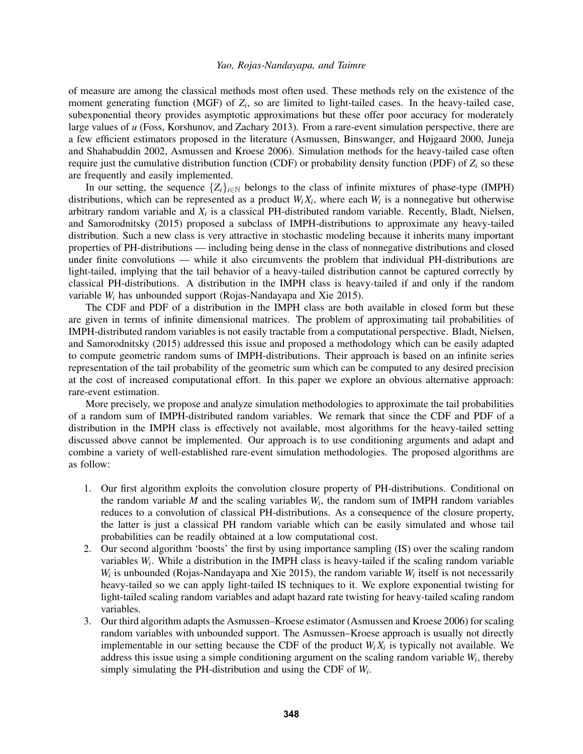of measure are among the classical methods most often used. These methods rely on the existence of the moment generating function (MGF) of $Z_i$, so are limited to light-tailed cases. In the heavy-tailed case, subexponential theory provides asymptotic approximations but these offer poor accuracy for moderately large values of $u$ (Foss, Korshunov, and Zachary 2013). From a rare-event simulation perspective, there are a few efficient estimators proposed in the literature (Asmussen, Binswanger, and Højgaard 2000, Juneja and Shahabuddin 2002, Asmussen and Kroese 2006). Simulation methods for the heavy-tailed case often require just the cumulative distribution function (CDF) or probability density function (PDF) of $Z_i$ so these are frequently and easily implemented.

In our setting, the sequence $\{Z_i\}_{i\in\mathbb{N}}$ belongs to the class of infinite mixtures of phase-type (IMPH) distributions, which can be represented as a product $W_iX_i$, where each $W_i$ is a nonnegative but otherwise arbitrary random variable and $X_i$ is a classical PH-distributed random variable. Recently, Bladt, Nielsen, and Samorodnitsky (2015) proposed a subclass of IMPH-distributions to approximate any heavy-tailed distribution. Such a new class is very attractive in stochastic modeling because it inherits many important properties of PH-distributions — including being dense in the class of nonnegative distributions and closed under finite convolutions — while it also circumvents the problem that individual PH-distributions are light-tailed, implying that the tail behavior of a heavy-tailed distribution cannot be captured correctly by classical PH-distributions. A distribution in the IMPH class is heavy-tailed if and only if the random variable $W_i$ has unbounded support (Rojas-Nandayapa and Xie 2015).

The CDF and PDF of a distribution in the IMPH class are both available in closed form but these are given in terms of infinite dimensional matrices. The problem of approximating tail probabilities of IMPH-distributed random variables is not easily tractable from a computational perspective. Bladt, Nielsen, and Samorodnitsky (2015) addressed this issue and proposed a methodology which can be easily adapted to compute geometric random sums of IMPH-distributions. Their approach is based on an infinite series representation of the tail probability of the geometric sum which can be computed to any desired precision at the cost of increased computational effort. In this paper we explore an obvious alternative approach: rare-event estimation.

More precisely, we propose and analyze simulation methodologies to approximate the tail probabilities of a random sum of IMPH-distributed random variables. We remark that since the CDF and PDF of a distribution in the IMPH class is effectively not available, most algorithms for the heavy-tailed setting discussed above cannot be implemented. Our approach is to use conditioning arguments and adapt and combine a variety of well-established rare-event simulation methodologies. The proposed algorithms are as follow:

1. Our first algorithm exploits the convolution closure property of PH-distributions. Conditional on the random variable $M$ and the scaling variables $W_i$, the random sum of IMPH random variables reduces to a convolution of classical PH-distributions. As a consequence of the closure property, the latter is just a classical PH random variable which can be easily simulated and whose tail probabilities can be readily obtained at a low computational cost.
2. Our second algorithm 'boosts' the first by using importance sampling (IS) over the scaling random variables $W_i$. While a distribution in the IMPH class is heavy-tailed if the scaling random variable $W_i$ is unbounded (Rojas-Nandayapa and Xie 2015), the random variable $W_i$ itself is not necessarily heavy-tailed so we can apply light-tailed IS techniques to it. We explore exponential twisting for light-tailed scaling random variables and adapt hazard rate twisting for heavy-tailed scaling random variables.
3. Our third algorithm adapts the Asmussen–Kroese estimator (Asmussen and Kroese 2006) for scaling random variables with unbounded support. The Asmussen–Kroese approach is usually not directly implementable in our setting because the CDF of the product $W_iX_i$ is typically not available. We address this issue using a simple conditioning argument on the scaling random variable $W_i$, thereby simply simulating the PH-distribution and using the CDF of $W_i$.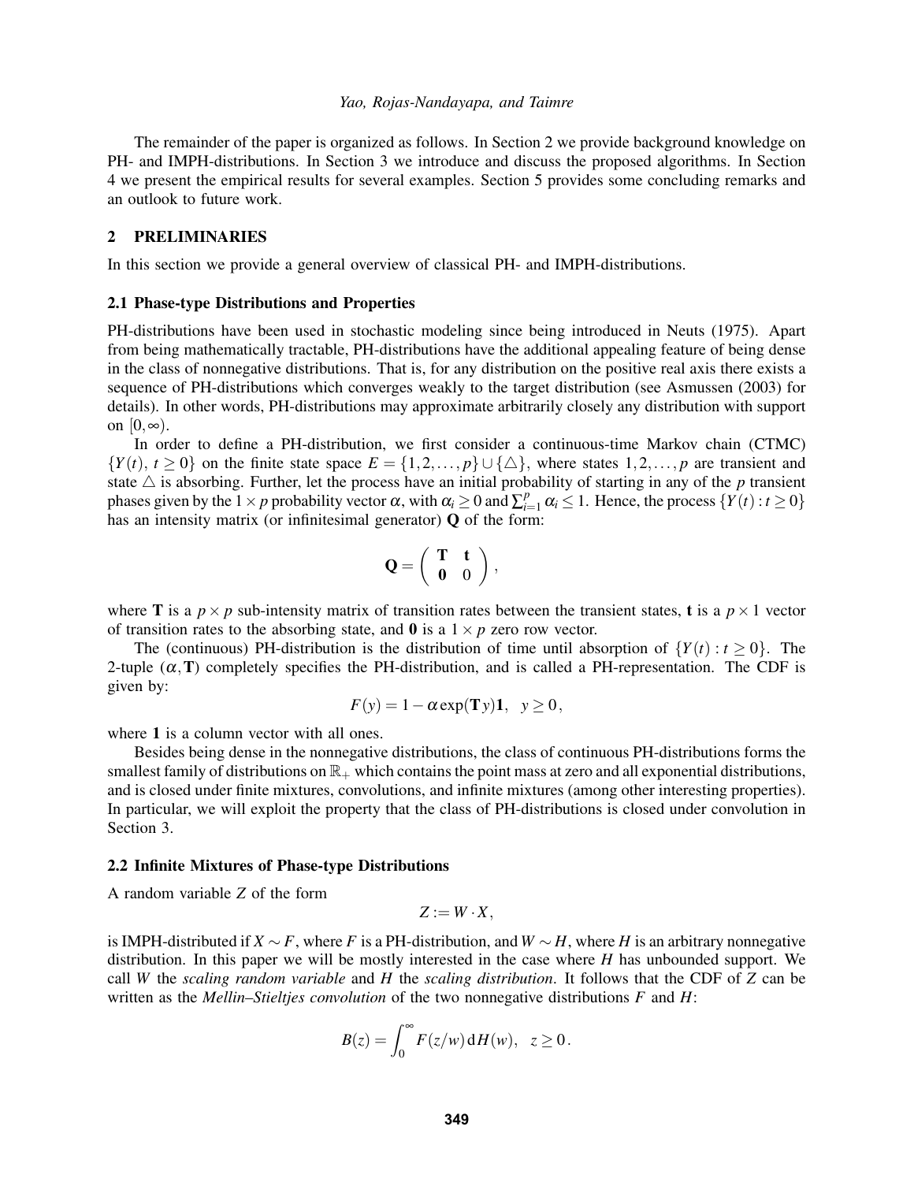The remainder of the paper is organized as follows. In Section 2 we provide background knowledge on PH- and IMPH-distributions. In Section 3 we introduce and discuss the proposed algorithms. In Section 4 we present the empirical results for several examples. Section 5 provides some concluding remarks and an outlook to future work.

## 2 PRELIMINARIES

In this section we provide a general overview of classical PH- and IMPH-distributions.

### 2.1 Phase-type Distributions and Properties

PH-distributions have been used in stochastic modeling since being introduced in Neuts (1975). Apart from being mathematically tractable, PH-distributions have the additional appealing feature of being dense in the class of nonnegative distributions. That is, for any distribution on the positive real axis there exists a sequence of PH-distributions which converges weakly to the target distribution (see Asmussen (2003) for details). In other words, PH-distributions may approximate arbitrarily closely any distribution with support on $[0,\infty)$.

In order to define a PH-distribution, we first consider a continuous-time Markov chain (CTMC) $\{Y(t),\, t \geq 0\}$ on the finite state space $E = \{1,2,\ldots,p\} \cup \{\triangle\}$, where states $1,2,\ldots,p$ are transient and state $\triangle$ is absorbing. Further, let the process have an initial probability of starting in any of the $p$ transient phases given by the $1 \times p$ probability vector $\alpha$, with $\alpha_i \geq 0$ and $\sum_{i=1}^{p} \alpha_i \leq 1$. Hence, the process $\{Y(t) : t \geq 0\}$ has an intensity matrix (or infinitesimal generator) $\mathbf{Q}$ of the form:

$$\mathbf{Q} = \begin{pmatrix} \mathbf{T} & \mathbf{t} \\ \mathbf{0} & 0 \end{pmatrix},$$

where $\mathbf{T}$ is a $p \times p$ sub-intensity matrix of transition rates between the transient states, $\mathbf{t}$ is a $p \times 1$ vector of transition rates to the absorbing state, and $\mathbf{0}$ is a $1 \times p$ zero row vector.

The (continuous) PH-distribution is the distribution of time until absorption of $\{Y(t) : t \geq 0\}$. The 2-tuple $(\alpha, \mathbf{T})$ completely specifies the PH-distribution, and is called a PH-representation. The CDF is given by:

$$F(y) = 1 - \alpha \exp(\mathbf{T}\, y)\mathbf{1}, \quad y \geq 0,$$

where $\mathbf{1}$ is a column vector with all ones.

Besides being dense in the nonnegative distributions, the class of continuous PH-distributions forms the smallest family of distributions on $\mathbb{R}_+$ which contains the point mass at zero and all exponential distributions, and is closed under finite mixtures, convolutions, and infinite mixtures (among other interesting properties). In particular, we will exploit the property that the class of PH-distributions is closed under convolution in Section 3.

### 2.2 Infinite Mixtures of Phase-type Distributions

A random variable $Z$ of the form

$$Z := W \cdot X,$$

is IMPH-distributed if $X \sim F$, where $F$ is a PH-distribution, and $W \sim H$, where $H$ is an arbitrary nonnegative distribution. In this paper we will be mostly interested in the case where $H$ has unbounded support. We call $W$ the *scaling random variable* and $H$ the *scaling distribution*. It follows that the CDF of $Z$ can be written as the *Mellin–Stieltjes convolution* of the two nonnegative distributions $F$ and $H$:

$$B(z) = \int_0^\infty F(z/w)\, \mathrm{d}H(w), \quad z \geq 0.$$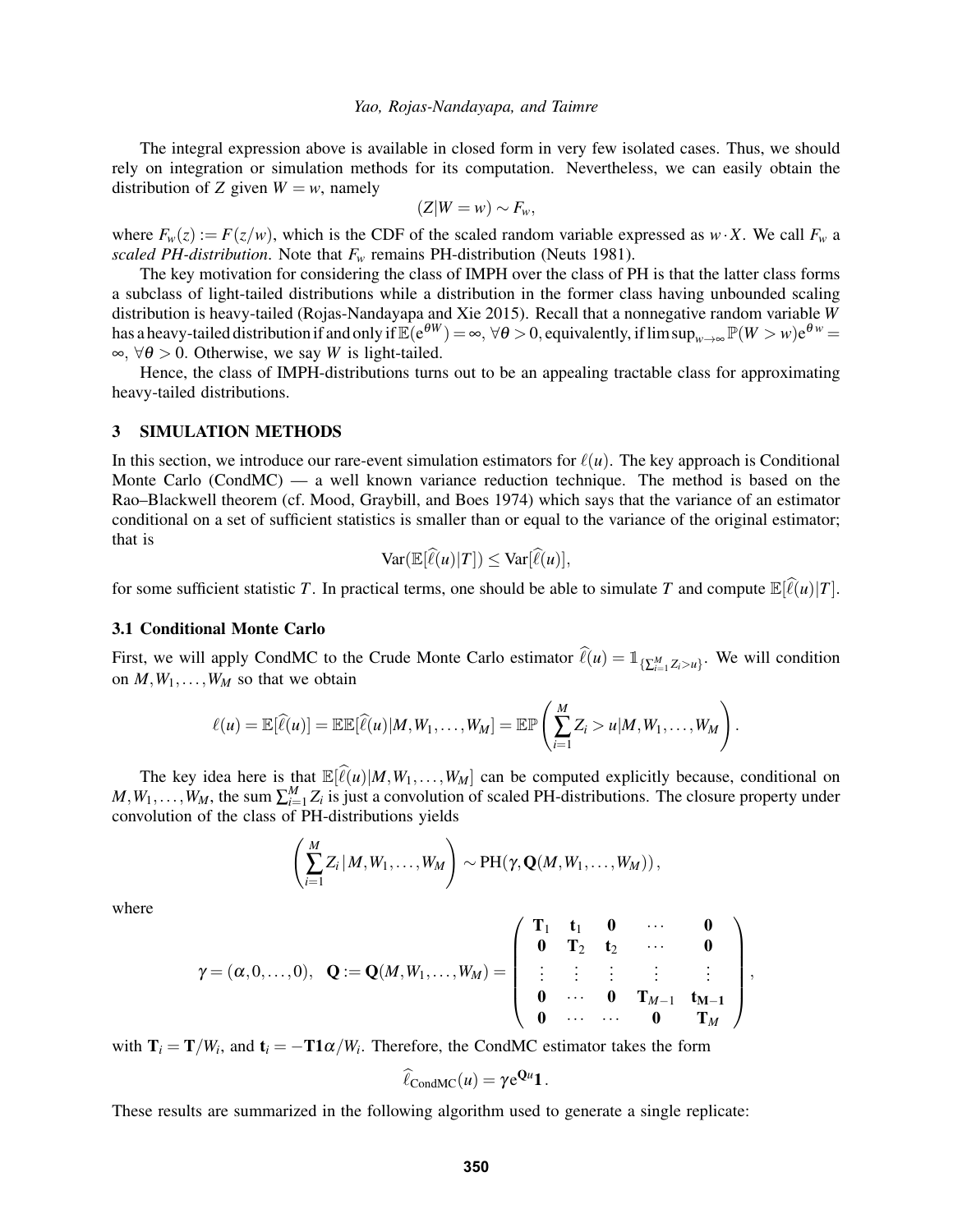The integral expression above is available in closed form in very few isolated cases. Thus, we should rely on integration or simulation methods for its computation. Nevertheless, we can easily obtain the distribution of $Z$ given $W = w$, namely

$$(Z|W = w) \sim F_w,$$

where $F_w(z) := F(z/w)$, which is the CDF of the scaled random variable expressed as $w \cdot X$. We call $F_w$ a *scaled PH-distribution*. Note that $F_w$ remains PH-distribution (Neuts 1981).

The key motivation for considering the class of IMPH over the class of PH is that the latter class forms a subclass of light-tailed distributions while a distribution in the former class having unbounded scaling distribution is heavy-tailed (Rojas-Nandayapa and Xie 2015). Recall that a nonnegative random variable $W$ has a heavy-tailed distribution if and only if $\mathbb{E}(e^{\theta W}) = \infty$, $\forall \theta > 0$, equivalently, if $\limsup_{w\to\infty} \mathbb{P}(W > w)e^{\theta w} = \infty$, $\forall \theta > 0$. Otherwise, we say $W$ is light-tailed.

Hence, the class of IMPH-distributions turns out to be an appealing tractable class for approximating heavy-tailed distributions.

## 3 SIMULATION METHODS

In this section, we introduce our rare-event simulation estimators for $\ell(u)$. The key approach is Conditional Monte Carlo (CondMC) — a well known variance reduction technique. The method is based on the Rao–Blackwell theorem (cf. Mood, Graybill, and Boes 1974) which says that the variance of an estimator conditional on a set of sufficient statistics is smaller than or equal to the variance of the original estimator; that is

$$\mathrm{Var}(\mathbb{E}[\widehat{\ell}(u)|T]) \leq \mathrm{Var}[\widehat{\ell}(u)],$$

for some sufficient statistic $T$. In practical terms, one should be able to simulate $T$ and compute $\mathbb{E}[\widehat{\ell}(u)|T]$.

### 3.1 Conditional Monte Carlo

First, we will apply CondMC to the Crude Monte Carlo estimator $\widehat{\ell}(u) = \mathbb{1}_{\{\sum_{i=1}^{M} Z_i > u\}}$. We will condition on $M, W_1, \ldots, W_M$ so that we obtain

$$\ell(u) = \mathbb{E}[\widehat{\ell}(u)] = \mathbb{E}\mathbb{E}[\widehat{\ell}(u)|M, W_1, \ldots, W_M] = \mathbb{E}\mathbb{P}\left(\sum_{i=1}^{M} Z_i > u|M, W_1, \ldots, W_M\right).$$

The key idea here is that $\mathbb{E}[\widehat{\ell}(u)|M, W_1, \ldots, W_M]$ can be computed explicitly because, conditional on $M, W_1, \ldots, W_M$, the sum $\sum_{i=1}^{M} Z_i$ is just a convolution of scaled PH-distributions. The closure property under convolution of the class of PH-distributions yields

$$\left(\sum_{i=1}^{M} Z_i \,|\, M, W_1, \ldots, W_M\right) \sim \mathrm{PH}(\gamma, \mathbf{Q}(M, W_1, \ldots, W_M)),$$

where

$$\gamma = (\alpha, 0, \ldots, 0), \quad \mathbf{Q} := \mathbf{Q}(M, W_1, \ldots, W_M) = \begin{pmatrix} \mathbf{T}_1 & \mathbf{t}_1 & \mathbf{0} & \cdots & \mathbf{0} \\ \mathbf{0} & \mathbf{T}_2 & \mathbf{t}_2 & \cdots & \mathbf{0} \\ \vdots & \vdots & \vdots & \vdots & \vdots \\ \mathbf{0} & \cdots & \mathbf{0} & \mathbf{T}_{M-1} & \mathbf{t}_{M-1} \\ \mathbf{0} & \cdots & \cdots & \mathbf{0} & \mathbf{T}_M \end{pmatrix},$$

with $\mathbf{T}_i = \mathbf{T}/W_i$, and $\mathbf{t}_i = -\mathbf{T}\mathbf{1}\alpha/W_i$. Therefore, the CondMC estimator takes the form

$$\widehat{\ell}_{\mathrm{CondMC}}(u) = \gamma e^{\mathbf{Q}u}\mathbf{1}.$$

These results are summarized in the following algorithm used to generate a single replicate: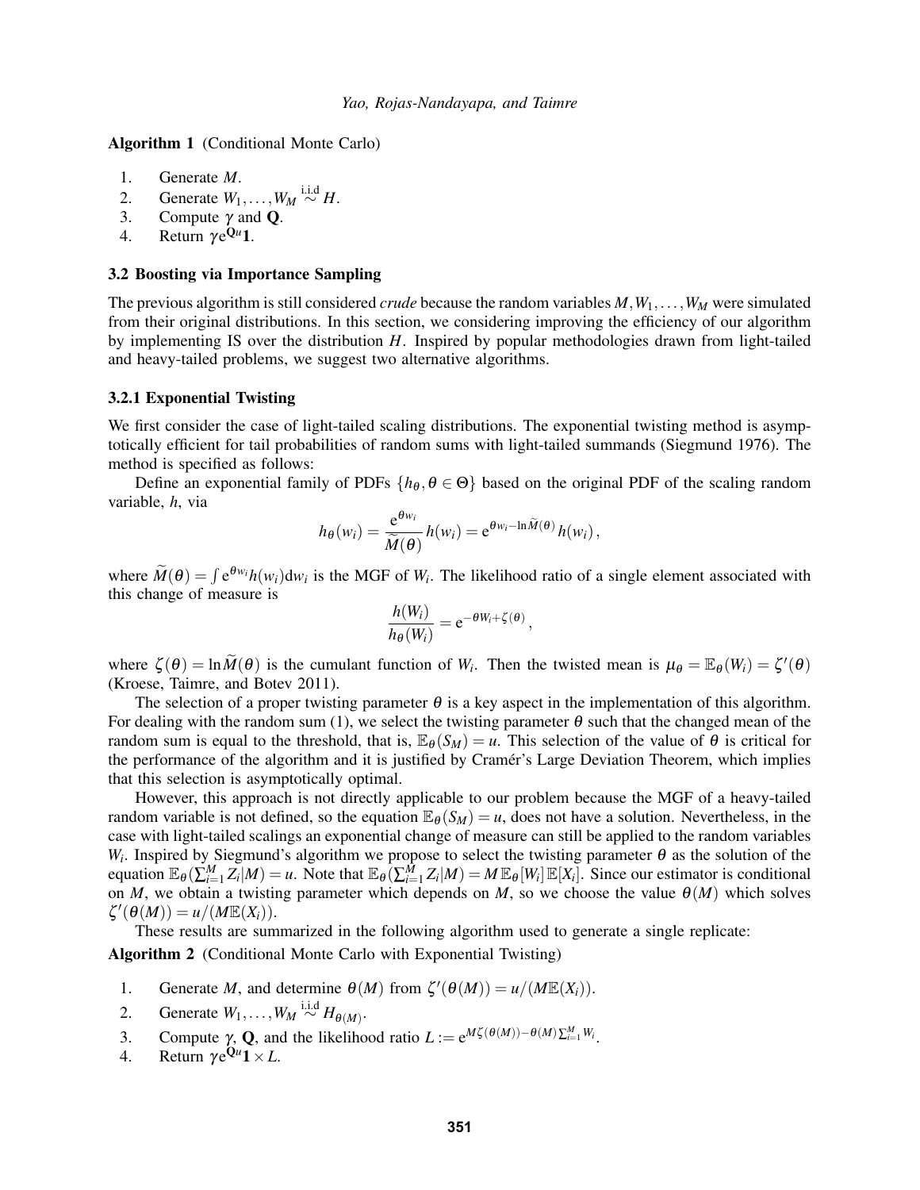**Algorithm 1** (Conditional Monte Carlo)

1. Generate $M$.
2. Generate $W_1, \ldots, W_M \overset{\text{i.i.d}}{\sim} H$.
3. Compute $\gamma$ and $\mathbf{Q}$.
4. Return $\gamma e^{\mathbf{Q}u}\mathbf{1}$.

### 3.2 Boosting via Importance Sampling

The previous algorithm is still considered *crude* because the random variables $M, W_1, \ldots, W_M$ were simulated from their original distributions. In this section, we considering improving the efficiency of our algorithm by implementing IS over the distribution $H$. Inspired by popular methodologies drawn from light-tailed and heavy-tailed problems, we suggest two alternative algorithms.

#### 3.2.1 Exponential Twisting

We first consider the case of light-tailed scaling distributions. The exponential twisting method is asymptotically efficient for tail probabilities of random sums with light-tailed summands (Siegmund 1976). The method is specified as follows:

Define an exponential family of PDFs $\{h_\theta, \theta \in \Theta\}$ based on the original PDF of the scaling random variable, $h$, via

$$h_\theta(w_i) = \frac{e^{\theta w_i}}{\widetilde{M}(\theta)} h(w_i) = e^{\theta w_i - \ln \widetilde{M}(\theta)} h(w_i),$$

where $\widetilde{M}(\theta) = \int e^{\theta w_i} h(w_i) \mathrm{d}w_i$ is the MGF of $W_i$. The likelihood ratio of a single element associated with this change of measure is

$$\frac{h(W_i)}{h_\theta(W_i)} = e^{-\theta W_i + \zeta(\theta)},$$

where $\zeta(\theta) = \ln \widetilde{M}(\theta)$ is the cumulant function of $W_i$. Then the twisted mean is $\mu_\theta = \mathbb{E}_\theta(W_i) = \zeta'(\theta)$ (Kroese, Taimre, and Botev 2011).

The selection of a proper twisting parameter $\theta$ is a key aspect in the implementation of this algorithm. For dealing with the random sum (1), we select the twisting parameter $\theta$ such that the changed mean of the random sum is equal to the threshold, that is, $\mathbb{E}_\theta(S_M) = u$. This selection of the value of $\theta$ is critical for the performance of the algorithm and it is justified by Cramér's Large Deviation Theorem, which implies that this selection is asymptotically optimal.

However, this approach is not directly applicable to our problem because the MGF of a heavy-tailed random variable is not defined, so the equation $\mathbb{E}_\theta(S_M) = u$, does not have a solution. Nevertheless, in the case with light-tailed scalings an exponential change of measure can still be applied to the random variables $W_i$. Inspired by Siegmund's algorithm we propose to select the twisting parameter $\theta$ as the solution of the equation $\mathbb{E}_\theta(\sum_{i=1}^M Z_i | M) = u$. Note that $\mathbb{E}_\theta(\sum_{i=1}^M Z_i | M) = M\,\mathbb{E}_\theta[W_i]\,\mathbb{E}[X_i]$. Since our estimator is conditional on $M$, we obtain a twisting parameter which depends on $M$, so we choose the value $\theta(M)$ which solves $\zeta'(\theta(M)) = u/(M\mathbb{E}(X_i))$.

These results are summarized in the following algorithm used to generate a single replicate:

**Algorithm 2** (Conditional Monte Carlo with Exponential Twisting)

1. Generate $M$, and determine $\theta(M)$ from $\zeta'(\theta(M)) = u/(M\mathbb{E}(X_i))$.
2. Generate $W_1, \ldots, W_M \overset{\text{i.i.d}}{\sim} H_{\theta(M)}$.
3. Compute $\gamma$, $\mathbf{Q}$, and the likelihood ratio $L := e^{M\zeta(\theta(M)) - \theta(M)\sum_{i=1}^M W_i}$.
4. Return $\gamma e^{\mathbf{Q}u}\mathbf{1} \times L$.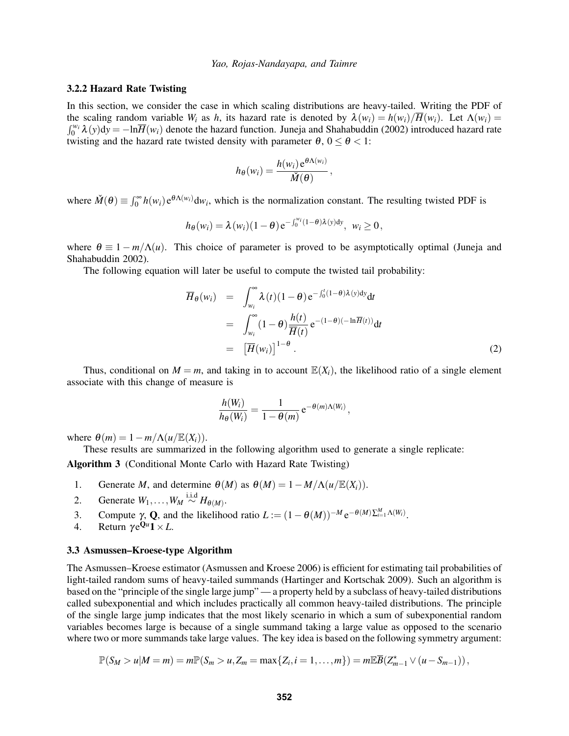### 3.2.2 Hazard Rate Twisting

In this section, we consider the case in which scaling distributions are heavy-tailed. Writing the PDF of the scaling random variable $W_i$ as $h$, its hazard rate is denoted by $\lambda(w_i) = h(w_i)/\overline{H}(w_i)$. Let $\Lambda(w_i) = \int_0^{w_i} \lambda(y)\mathrm{d}y = -\ln\overline{H}(w_i)$ denote the hazard function. Juneja and Shahabuddin (2002) introduced hazard rate twisting and the hazard rate twisted density with parameter $\theta$, $0 \leq \theta < 1$:

$$h_\theta(w_i) = \frac{h(w_i)\,\mathrm{e}^{\theta\Lambda(w_i)}}{\check{M}(\theta)}\,,$$

where $\check{M}(\theta) \equiv \int_0^\infty h(w_i)\,\mathrm{e}^{\theta\Lambda(w_i)}\mathrm{d}w_i$, which is the normalization constant. The resulting twisted PDF is

$$h_\theta(w_i) = \lambda(w_i)(1-\theta)\,\mathrm{e}^{-\int_0^{w_i}(1-\theta)\lambda(y)\mathrm{d}y},\ \ w_i \geq 0\,,$$

where $\theta \equiv 1 - m/\Lambda(u)$. This choice of parameter is proved to be asymptotically optimal (Juneja and Shahabuddin 2002).

The following equation will later be useful to compute the twisted tail probability:

$$\begin{aligned}
\overline{H}_\theta(w_i) &= \int_{w_i}^\infty \lambda(t)(1-\theta)\,\mathrm{e}^{-\int_0^t(1-\theta)\lambda(y)\mathrm{d}y}\mathrm{d}t \\
&= \int_{w_i}^\infty (1-\theta)\frac{h(t)}{\overline{H}(t)}\,\mathrm{e}^{-(1-\theta)(-\ln\overline{H}(t))}\mathrm{d}t \\
&= \left[\overline{H}(w_i)\right]^{1-\theta}\,. \qquad (2)
\end{aligned}$$

Thus, conditional on $M = m$, and taking in to account $\mathbb{E}(X_i)$, the likelihood ratio of a single element associate with this change of measure is

$$\frac{h(W_i)}{h_\theta(W_i)} = \frac{1}{1-\theta(m)}\,\mathrm{e}^{-\theta(m)\Lambda(W_i)}\,,$$

where $\theta(m) = 1 - m/\Lambda(u/\mathbb{E}(X_i))$.

These results are summarized in the following algorithm used to generate a single replicate:

**Algorithm 3** (Conditional Monte Carlo with Hazard Rate Twisting)

1. Generate $M$, and determine $\theta(M)$ as $\theta(M) = 1 - M/\Lambda(u/\mathbb{E}(X_i))$.
2. Generate $W_1,\ldots,W_M \overset{\text{i.i.d}}{\sim} H_{\theta(M)}$.
3. Compute $\gamma$, $\mathbf{Q}$, and the likelihood ratio $L := (1-\theta(M))^{-M}\,\mathrm{e}^{-\theta(M)\sum_{i=1}^M \Lambda(W_i)}$.
4. Return $\gamma\mathrm{e}^{\mathbf{Q}u}\mathbf{1} \times L$.

### 3.3 Asmussen–Kroese-type Algorithm

The Asmussen–Kroese estimator (Asmussen and Kroese 2006) is efficient for estimating tail probabilities of light-tailed random sums of heavy-tailed summands (Hartinger and Kortschak 2009). Such an algorithm is based on the "principle of the single large jump" — a property held by a subclass of heavy-tailed distributions called subexponential and which includes practically all common heavy-tailed distributions. The principle of the single large jump indicates that the most likely scenario in which a sum of subexponential random variables becomes large is because of a single summand taking a large value as opposed to the scenario where two or more summands take large values. The key idea is based on the following symmetry argument:

$$\mathbb{P}(S_M > u | M = m) = m\mathbb{P}(S_m > u, Z_m = \max\{Z_i, i = 1,\ldots,m\}) = m\mathbb{E}\overline{B}(Z_{m-1}^\star \vee (u - S_{m-1}))\,,$$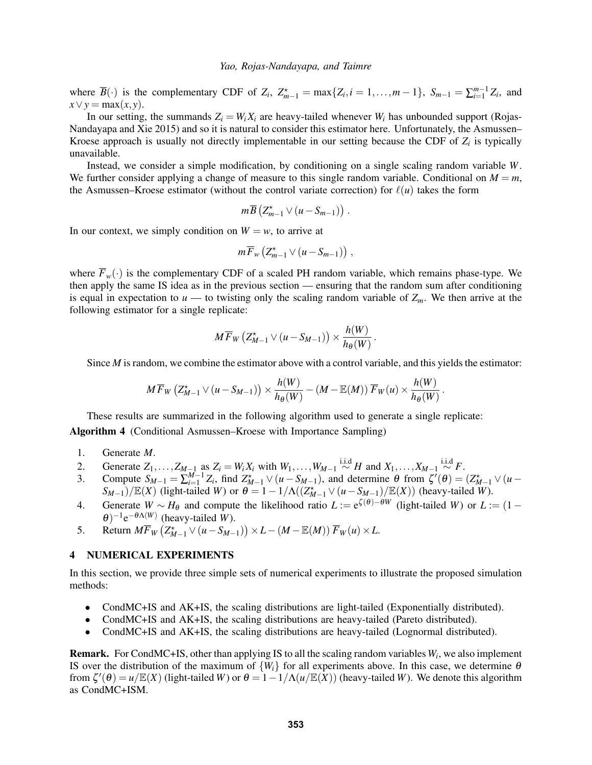where $\overline{B}(\cdot)$ is the complementary CDF of $Z_i$, $Z^{\star}_{m-1} = \max\{Z_i, i = 1,\ldots,m-1\}$, $S_{m-1} = \sum_{i=1}^{m-1} Z_i$, and $x \vee y = \max(x,y)$.

In our setting, the summands $Z_i = W_i X_i$ are heavy-tailed whenever $W_i$ has unbounded support (Rojas-Nandayapa and Xie 2015) and so it is natural to consider this estimator here. Unfortunately, the Asmussen–Kroese approach is usually not directly implementable in our setting because the CDF of $Z_i$ is typically unavailable.

Instead, we consider a simple modification, by conditioning on a single scaling random variable $W$. We further consider applying a change of measure to this single random variable. Conditional on $M = m$, the Asmussen–Kroese estimator (without the control variate correction) for $\ell(u)$ takes the form

$$m\overline{B}\left(Z^{\star}_{m-1} \vee (u - S_{m-1})\right).$$

In our context, we simply condition on $W = w$, to arrive at

$$m\overline{F}_w\left(Z^{\star}_{m-1} \vee (u - S_{m-1})\right),$$

where $\overline{F}_w(\cdot)$ is the complementary CDF of a scaled PH random variable, which remains phase-type. We then apply the same IS idea as in the previous section — ensuring that the random sum after conditioning is equal in expectation to $u$ — to twisting only the scaling random variable of $Z_m$. We then arrive at the following estimator for a single replicate:

$$M\overline{F}_W\left(Z^{\star}_{M-1} \vee (u - S_{M-1})\right) \times \frac{h(W)}{h_\theta(W)}.$$

Since $M$ is random, we combine the estimator above with a control variable, and this yields the estimator:

$$M\overline{F}_W\left(Z^{\star}_{M-1} \vee (u - S_{M-1})\right) \times \frac{h(W)}{h_\theta(W)} - (M - \mathbb{E}(M))\,\overline{F}_W(u) \times \frac{h(W)}{h_\theta(W)}.$$

These results are summarized in the following algorithm used to generate a single replicate:

**Algorithm 4** (Conditional Asmussen–Kroese with Importance Sampling)

1. Generate $M$.
2. Generate $Z_1,\ldots,Z_{M-1}$ as $Z_i = W_i X_i$ with $W_1,\ldots,W_{M-1} \overset{\text{i.i.d}}{\sim} H$ and $X_1,\ldots,X_{M-1} \overset{\text{i.i.d}}{\sim} F$.
3. Compute $S_{M-1} = \sum_{i=1}^{M-1} Z_i$, find $Z^{\star}_{M-1} \vee (u - S_{M-1})$, and determine $\theta$ from $\zeta'(\theta) = (Z^{\star}_{M-1} \vee (u - S_{M-1})/\mathbb{E}(X)$ (light-tailed $W$) or $\theta = 1 - 1/\Lambda((Z^{\star}_{M-1} \vee (u - S_{M-1})/\mathbb{E}(X))$ (heavy-tailed $W$).
4. Generate $W \sim H_\theta$ and compute the likelihood ratio $L := \mathrm{e}^{\zeta(\theta) - \theta W}$ (light-tailed $W$) or $L := (1 - \theta)^{-1}\mathrm{e}^{-\theta\Lambda(W)}$ (heavy-tailed $W$).
5. Return $M\overline{F}_W\left(Z^{\star}_{M-1} \vee (u - S_{M-1})\right) \times L - (M - \mathbb{E}(M))\,\overline{F}_W(u) \times L$.

## 4 NUMERICAL EXPERIMENTS

In this section, we provide three simple sets of numerical experiments to illustrate the proposed simulation methods:

- CondMC+IS and AK+IS, the scaling distributions are light-tailed (Exponentially distributed).
- CondMC+IS and AK+IS, the scaling distributions are heavy-tailed (Pareto distributed).
- CondMC+IS and AK+IS, the scaling distributions are heavy-tailed (Lognormal distributed).

**Remark.** For CondMC+IS, other than applying IS to all the scaling random variables $W_i$, we also implement IS over the distribution of the maximum of $\{W_i\}$ for all experiments above. In this case, we determine $\theta$ from $\zeta'(\theta) = u/\mathbb{E}(X)$ (light-tailed $W$) or $\theta = 1 - 1/\Lambda(u/\mathbb{E}(X))$ (heavy-tailed $W$). We denote this algorithm as CondMC+ISM.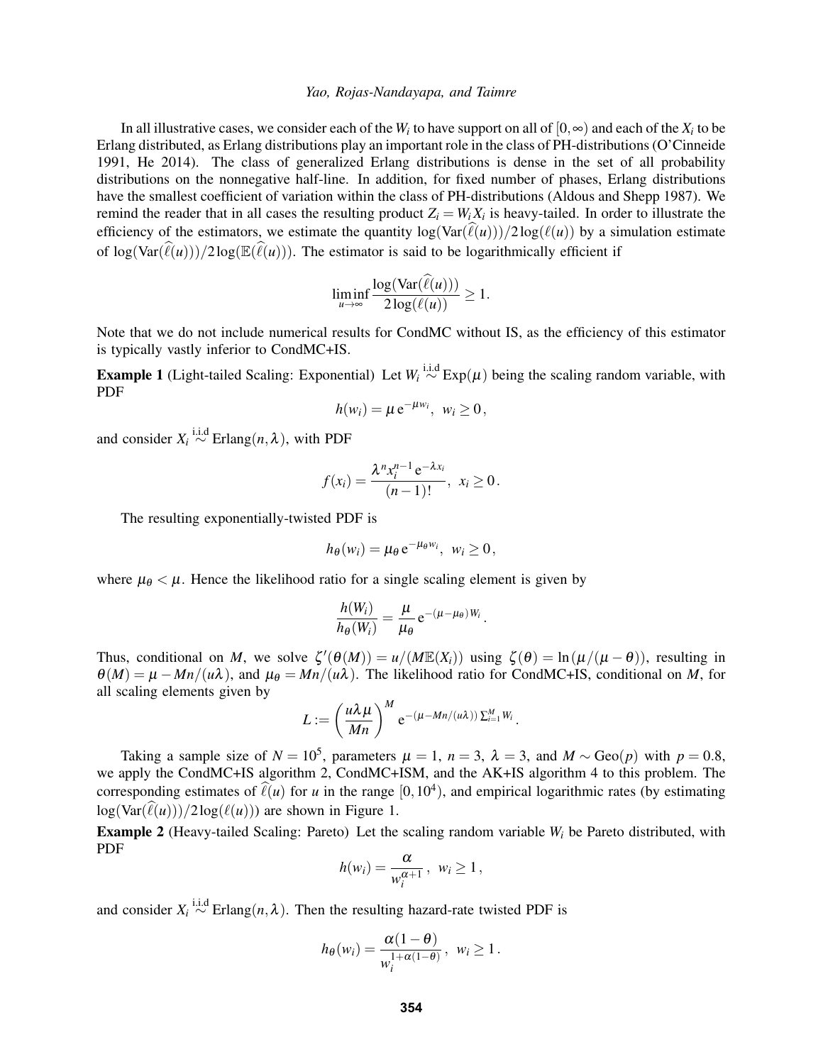In all illustrative cases, we consider each of the $W_i$ to have support on all of $[0,\infty)$ and each of the $X_i$ to be Erlang distributed, as Erlang distributions play an important role in the class of PH-distributions (O'Cinneide 1991, He 2014). The class of generalized Erlang distributions is dense in the set of all probability distributions on the nonnegative half-line. In addition, for fixed number of phases, Erlang distributions have the smallest coefficient of variation within the class of PH-distributions (Aldous and Shepp 1987). We remind the reader that in all cases the resulting product $Z_i = W_i X_i$ is heavy-tailed. In order to illustrate the efficiency of the estimators, we estimate the quantity $\log(\mathrm{Var}(\widehat{\ell}(u)))/2\log(\ell(u))$ by a simulation estimate of $\log(\mathrm{Var}(\widehat{\ell}(u)))/2\log(\mathbb{E}(\widehat{\ell}(u)))$. The estimator is said to be logarithmically efficient if

$$\liminf_{u\to\infty} \frac{\log(\mathrm{Var}(\widehat{\ell}(u)))}{2\log(\ell(u))} \geq 1.$$

Note that we do not include numerical results for CondMC without IS, as the efficiency of this estimator is typically vastly inferior to CondMC+IS.

**Example 1** (Light-tailed Scaling: Exponential) Let $W_i \overset{\text{i.i.d}}{\sim} \mathrm{Exp}(\mu)$ being the scaling random variable, with PDF

$$h(w_i) = \mu\,\mathrm{e}^{-\mu w_i}, \;\; w_i \geq 0,$$

and consider $X_i \overset{\text{i.i.d}}{\sim} \mathrm{Erlang}(n,\lambda)$, with PDF

$$f(x_i) = \frac{\lambda^n x_i^{n-1}\,\mathrm{e}^{-\lambda x_i}}{(n-1)!}, \;\; x_i \geq 0.$$

The resulting exponentially-twisted PDF is

$$h_\theta(w_i) = \mu_\theta\,\mathrm{e}^{-\mu_\theta w_i}, \;\; w_i \geq 0,$$

where $\mu_\theta < \mu$. Hence the likelihood ratio for a single scaling element is given by

$$\frac{h(W_i)}{h_\theta(W_i)} = \frac{\mu}{\mu_\theta}\,\mathrm{e}^{-(\mu-\mu_\theta)W_i}.$$

Thus, conditional on $M$, we solve $\zeta'(\theta(M)) = u/(M\mathbb{E}(X_i))$ using $\zeta(\theta) = \ln(\mu/(\mu-\theta))$, resulting in $\theta(M) = \mu - Mn/(u\lambda)$, and $\mu_\theta = Mn/(u\lambda)$. The likelihood ratio for CondMC+IS, conditional on $M$, for all scaling elements given by

$$L := \left(\frac{u\lambda\mu}{Mn}\right)^M \mathrm{e}^{-(\mu - Mn/(u\lambda))\sum_{i=1}^M W_i}.$$

Taking a sample size of $N = 10^5$, parameters $\mu = 1$, $n = 3$, $\lambda = 3$, and $M \sim \mathrm{Geo}(p)$ with $p = 0.8$, we apply the CondMC+IS algorithm 2, CondMC+ISM, and the AK+IS algorithm 4 to this problem. The corresponding estimates of $\widehat{\ell}(u)$ for $u$ in the range $[0,10^4)$, and empirical logarithmic rates (by estimating $\log(\mathrm{Var}(\widehat{\ell}(u)))/2\log(\ell(u))$) are shown in Figure 1.

**Example 2** (Heavy-tailed Scaling: Pareto) Let the scaling random variable $W_i$ be Pareto distributed, with PDF

$$h(w_i) = \frac{\alpha}{w_i^{\alpha+1}}, \;\; w_i \geq 1,$$

and consider $X_i \overset{\text{i.i.d}}{\sim} \mathrm{Erlang}(n,\lambda)$. Then the resulting hazard-rate twisted PDF is

$$h_\theta(w_i) = \frac{\alpha(1-\theta)}{w_i^{1+\alpha(1-\theta)}}, \;\; w_i \geq 1.$$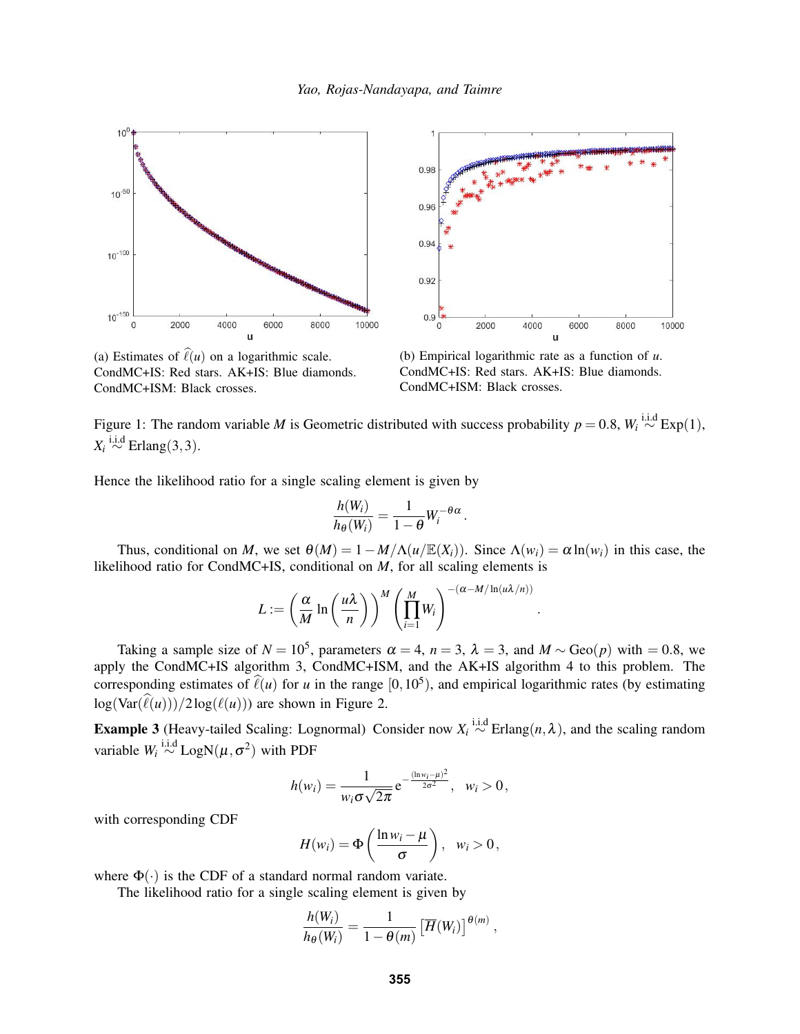(a) Estimates of $\widehat{\ell}(u)$ on a logarithmic scale. CondMC+IS: Red stars. AK+IS: Blue diamonds. CondMC+ISM: Black crosses.

(b) Empirical logarithmic rate as a function of $u$. CondMC+IS: Red stars. AK+IS: Blue diamonds. CondMC+ISM: Black crosses.

Figure 1: The random variable $M$ is Geometric distributed with success probability $p = 0.8$, $W_i \overset{\text{i.i.d}}{\sim} \text{Exp}(1)$, $X_i \overset{\text{i.i.d}}{\sim} \text{Erlang}(3,3)$.

Hence the likelihood ratio for a single scaling element is given by

$$\frac{h(W_i)}{h_\theta(W_i)} = \frac{1}{1-\theta} W_i^{-\theta\alpha}.$$

Thus, conditional on $M$, we set $\theta(M) = 1 - M/\Lambda(u/\mathbb{E}(X_i))$. Since $\Lambda(w_i) = \alpha \ln(w_i)$ in this case, the likelihood ratio for CondMC+IS, conditional on $M$, for all scaling elements is

$$L := \left( \frac{\alpha}{M} \ln\left(\frac{u\lambda}{n}\right) \right)^M \left( \prod_{i=1}^{M} W_i \right)^{-(\alpha - M/\ln(u\lambda/n))}.$$

Taking a sample size of $N = 10^5$, parameters $\alpha = 4$, $n = 3$, $\lambda = 3$, and $M \sim \text{Geo}(p)$ with $= 0.8$, we apply the CondMC+IS algorithm 3, CondMC+ISM, and the AK+IS algorithm 4 to this problem. The corresponding estimates of $\widehat{\ell}(u)$ for $u$ in the range $[0, 10^5)$, and empirical logarithmic rates (by estimating $\log(\text{Var}(\widehat{\ell}(u)))/2\log(\ell(u))$) are shown in Figure 2.

**Example 3** (Heavy-tailed Scaling: Lognormal) Consider now $X_i \overset{\text{i.i.d}}{\sim} \text{Erlang}(n, \lambda)$, and the scaling random variable $W_i \overset{\text{i.i.d}}{\sim} \text{LogN}(\mu, \sigma^2)$ with PDF

$$h(w_i) = \frac{1}{w_i \sigma \sqrt{2\pi}} \mathrm{e}^{-\frac{(\ln w_i - \mu)^2}{2\sigma^2}}, \quad w_i > 0,$$

with corresponding CDF

$$H(w_i) = \Phi\left( \frac{\ln w_i - \mu}{\sigma} \right), \quad w_i > 0,$$

where $\Phi(\cdot)$ is the CDF of a standard normal random variate.

The likelihood ratio for a single scaling element is given by

$$\frac{h(W_i)}{h_\theta(W_i)} = \frac{1}{1-\theta(m)} \left[ \overline{H}(W_i) \right]^{\theta(m)},$$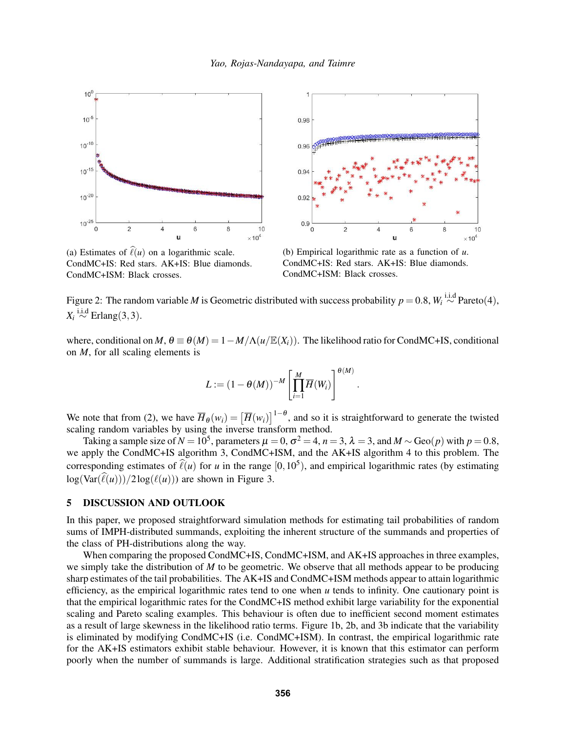(a) Estimates of $\widehat{\ell}(u)$ on a logarithmic scale. CondMC+IS: Red stars. AK+IS: Blue diamonds. CondMC+ISM: Black crosses.

(b) Empirical logarithmic rate as a function of $u$. CondMC+IS: Red stars. AK+IS: Blue diamonds. CondMC+ISM: Black crosses.

Figure 2: The random variable $M$ is Geometric distributed with success probability $p = 0.8$, $W_i \overset{\text{i.i.d}}{\sim} \text{Pareto}(4)$, $X_i \overset{\text{i.i.d}}{\sim} \text{Erlang}(3,3)$.

where, conditional on $M$, $\theta \equiv \theta(M) = 1 - M/\Lambda(u/\mathbb{E}(X_i))$. The likelihood ratio for CondMC+IS, conditional on $M$, for all scaling elements is

$$L := (1-\theta(M))^{-M}\left[\prod_{i=1}^{M}\overline{H}(W_i)\right]^{\theta(M)}.$$

We note that from (2), we have $\overline{H}_\theta(w_i) = \left[\overline{H}(w_i)\right]^{1-\theta}$, and so it is straightforward to generate the twisted scaling random variables by using the inverse transform method.

Taking a sample size of $N = 10^5$, parameters $\mu = 0$, $\sigma^2 = 4$, $n = 3$, $\lambda = 3$, and $M \sim \text{Geo}(p)$ with $p = 0.8$, we apply the CondMC+IS algorithm 3, CondMC+ISM, and the AK+IS algorithm 4 to this problem. The corresponding estimates of $\widehat{\ell}(u)$ for $u$ in the range $[0, 10^5)$, and empirical logarithmic rates (by estimating $\log(\text{Var}(\widehat{\ell}(u)))/2\log(\ell(u))$) are shown in Figure 3.

## 5 DISCUSSION AND OUTLOOK

In this paper, we proposed straightforward simulation methods for estimating tail probabilities of random sums of IMPH-distributed summands, exploiting the inherent structure of the summands and properties of the class of PH-distributions along the way.

When comparing the proposed CondMC+IS, CondMC+ISM, and AK+IS approaches in three examples, we simply take the distribution of $M$ to be geometric. We observe that all methods appear to be producing sharp estimates of the tail probabilities. The AK+IS and CondMC+ISM methods appear to attain logarithmic efficiency, as the empirical logarithmic rates tend to one when $u$ tends to infinity. One cautionary point is that the empirical logarithmic rates for the CondMC+IS method exhibit large variability for the exponential scaling and Pareto scaling examples. This behaviour is often due to inefficient second moment estimates as a result of large skewness in the likelihood ratio terms. Figure 1b, 2b, and 3b indicate that the variability is eliminated by modifying CondMC+IS (i.e. CondMC+ISM). In contrast, the empirical logarithmic rate for the AK+IS estimators exhibit stable behaviour. However, it is known that this estimator can perform poorly when the number of summands is large. Additional stratification strategies such as that proposed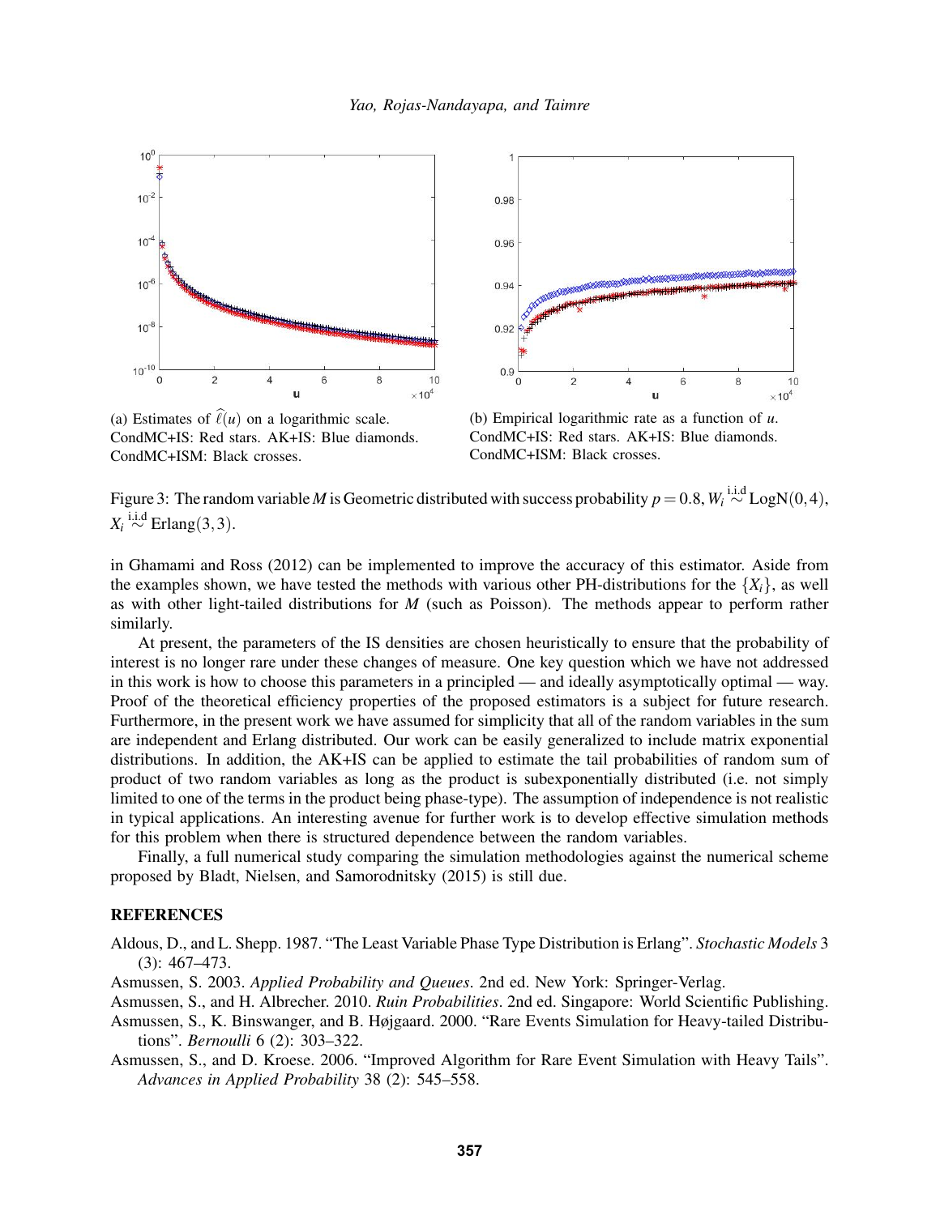(a) Estimates of $\widehat{\ell}(u)$ on a logarithmic scale. CondMC+IS: Red stars. AK+IS: Blue diamonds. CondMC+ISM: Black crosses.

(b) Empirical logarithmic rate as a function of $u$. CondMC+IS: Red stars. AK+IS: Blue diamonds. CondMC+ISM: Black crosses.

Figure 3: The random variable $M$ is Geometric distributed with success probability $p = 0.8$, $W_i \overset{\text{i.i.d}}{\sim} \text{LogN}(0,4)$, $X_i \overset{\text{i.i.d}}{\sim} \text{Erlang}(3,3)$.

in Ghamami and Ross (2012) can be implemented to improve the accuracy of this estimator. Aside from the examples shown, we have tested the methods with various other PH-distributions for the $\{X_i\}$, as well as with other light-tailed distributions for $M$ (such as Poisson). The methods appear to perform rather similarly.

At present, the parameters of the IS densities are chosen heuristically to ensure that the probability of interest is no longer rare under these changes of measure. One key question which we have not addressed in this work is how to choose this parameters in a principled — and ideally asymptotically optimal — way. Proof of the theoretical efficiency properties of the proposed estimators is a subject for future research. Furthermore, in the present work we have assumed for simplicity that all of the random variables in the sum are independent and Erlang distributed. Our work can be easily generalized to include matrix exponential distributions. In addition, the AK+IS can be applied to estimate the tail probabilities of random sum of product of two random variables as long as the product is subexponentially distributed (i.e. not simply limited to one of the terms in the product being phase-type). The assumption of independence is not realistic in typical applications. An interesting avenue for further work is to develop effective simulation methods for this problem when there is structured dependence between the random variables.

Finally, a full numerical study comparing the simulation methodologies against the numerical scheme proposed by Bladt, Nielsen, and Samorodnitsky (2015) is still due.

## REFERENCES

Aldous, D., and L. Shepp. 1987. "The Least Variable Phase Type Distribution is Erlang". *Stochastic Models* 3 (3): 467–473.

Asmussen, S. 2003. *Applied Probability and Queues*. 2nd ed. New York: Springer-Verlag.

Asmussen, S., and H. Albrecher. 2010. *Ruin Probabilities*. 2nd ed. Singapore: World Scientific Publishing.

Asmussen, S., K. Binswanger, and B. Højgaard. 2000. "Rare Events Simulation for Heavy-tailed Distributions". *Bernoulli* 6 (2): 303–322.

Asmussen, S., and D. Kroese. 2006. "Improved Algorithm for Rare Event Simulation with Heavy Tails". *Advances in Applied Probability* 38 (2): 545–558.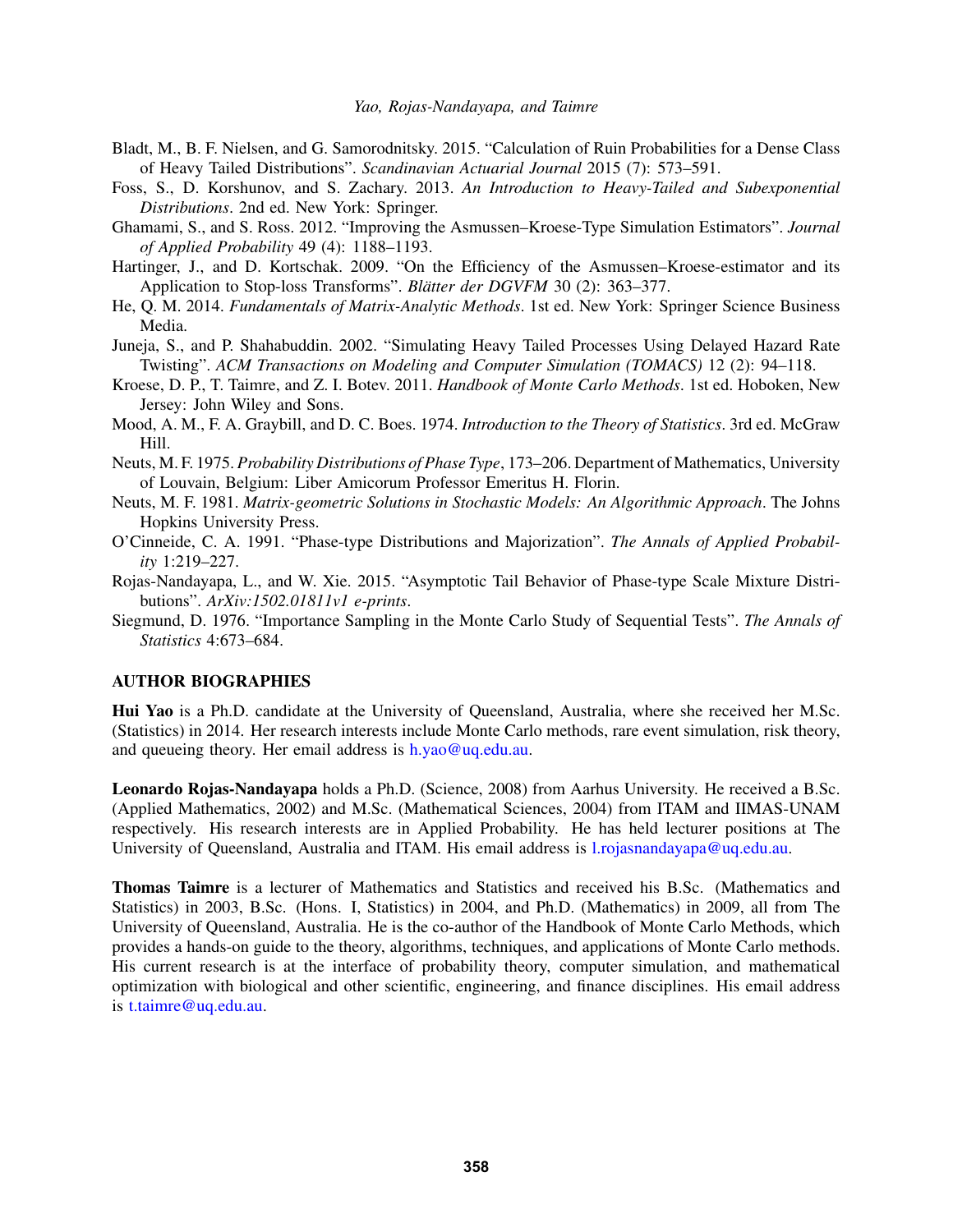Bladt, M., B. F. Nielsen, and G. Samorodnitsky. 2015. "Calculation of Ruin Probabilities for a Dense Class of Heavy Tailed Distributions". *Scandinavian Actuarial Journal* 2015 (7): 573–591.

Foss, S., D. Korshunov, and S. Zachary. 2013. *An Introduction to Heavy-Tailed and Subexponential Distributions*. 2nd ed. New York: Springer.

Ghamami, S., and S. Ross. 2012. "Improving the Asmussen–Kroese-Type Simulation Estimators". *Journal of Applied Probability* 49 (4): 1188–1193.

Hartinger, J., and D. Kortschak. 2009. "On the Efficiency of the Asmussen–Kroese-estimator and its Application to Stop-loss Transforms". *Blätter der DGVFM* 30 (2): 363–377.

He, Q. M. 2014. *Fundamentals of Matrix-Analytic Methods*. 1st ed. New York: Springer Science Business Media.

Juneja, S., and P. Shahabuddin. 2002. "Simulating Heavy Tailed Processes Using Delayed Hazard Rate Twisting". *ACM Transactions on Modeling and Computer Simulation (TOMACS)* 12 (2): 94–118.

Kroese, D. P., T. Taimre, and Z. I. Botev. 2011. *Handbook of Monte Carlo Methods*. 1st ed. Hoboken, New Jersey: John Wiley and Sons.

Mood, A. M., F. A. Graybill, and D. C. Boes. 1974. *Introduction to the Theory of Statistics*. 3rd ed. McGraw Hill.

Neuts, M. F. 1975. *Probability Distributions of Phase Type*, 173–206. Department of Mathematics, University of Louvain, Belgium: Liber Amicorum Professor Emeritus H. Florin.

Neuts, M. F. 1981. *Matrix-geometric Solutions in Stochastic Models: An Algorithmic Approach*. The Johns Hopkins University Press.

O'Cinneide, C. A. 1991. "Phase-type Distributions and Majorization". *The Annals of Applied Probability* 1:219–227.

Rojas-Nandayapa, L., and W. Xie. 2015. "Asymptotic Tail Behavior of Phase-type Scale Mixture Distributions". *ArXiv:1502.01811v1 e-prints*.

Siegmund, D. 1976. "Importance Sampling in the Monte Carlo Study of Sequential Tests". *The Annals of Statistics* 4:673–684.

## AUTHOR BIOGRAPHIES

**Hui Yao** is a Ph.D. candidate at the University of Queensland, Australia, where she received her M.Sc. (Statistics) in 2014. Her research interests include Monte Carlo methods, rare event simulation, risk theory, and queueing theory. Her email address is h.yao@uq.edu.au.

**Leonardo Rojas-Nandayapa** holds a Ph.D. (Science, 2008) from Aarhus University. He received a B.Sc. (Applied Mathematics, 2002) and M.Sc. (Mathematical Sciences, 2004) from ITAM and IIMAS-UNAM respectively. His research interests are in Applied Probability. He has held lecturer positions at The University of Queensland, Australia and ITAM. His email address is l.rojasnandayapa@uq.edu.au.

**Thomas Taimre** is a lecturer of Mathematics and Statistics and received his B.Sc. (Mathematics and Statistics) in 2003, B.Sc. (Hons. I, Statistics) in 2004, and Ph.D. (Mathematics) in 2009, all from The University of Queensland, Australia. He is the co-author of the Handbook of Monte Carlo Methods, which provides a hands-on guide to the theory, algorithms, techniques, and applications of Monte Carlo methods. His current research is at the interface of probability theory, computer simulation, and mathematical optimization with biological and other scientific, engineering, and finance disciplines. His email address is t.taimre@uq.edu.au.